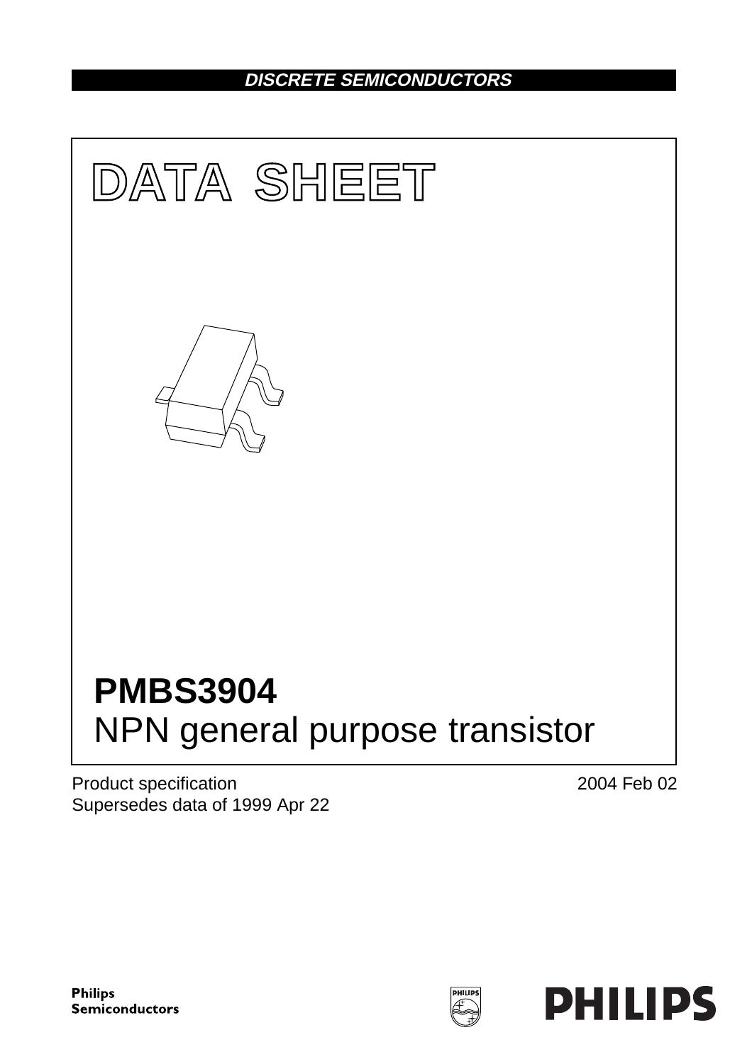**DISCRETE SEMICONDUCTORS**

# DATA SHEET

# PMBS3904

## NPN general purpose transistor

Product specification
Supersedes data of 1999 Apr 22

2004 Feb 02

Philips
Semiconductors

PHILIPS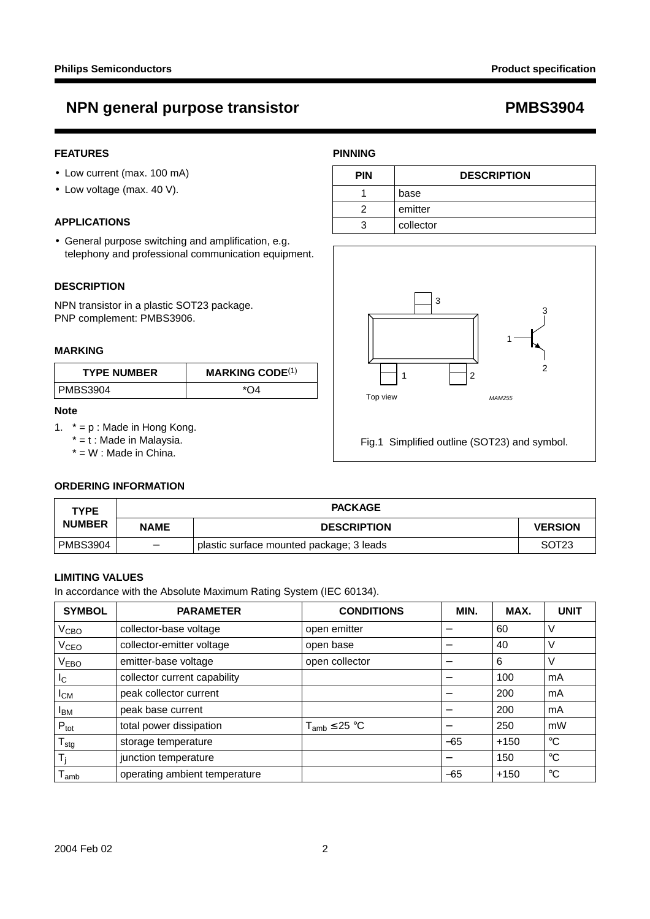# NPN general purpose transistor — PMBS3904

## FEATURES

- Low current (max. 100 mA)
- Low voltage (max. 40 V).

## APPLICATIONS

- General purpose switching and amplification, e.g. telephony and professional communication equipment.

## DESCRIPTION

NPN transistor in a plastic SOT23 package.
PNP complement: PMBS3906.

## MARKING

| TYPE NUMBER | MARKING CODE[(1)] |
|---|---|
| PMBS3904 | *O4 |

### Note

1. * = p : Made in Hong Kong.
   * = t : Made in Malaysia.
   * = W : Made in China.

## PINNING

| PIN | DESCRIPTION |
|---|---|
| 1 | base |
| 2 | emitter |
| 3 | collector |

Fig.1 Simplified outline (SOT23) and symbol.

## ORDERING INFORMATION

| TYPE NUMBER | PACKAGE | | |
|---|---|---|---|
| | NAME | DESCRIPTION | VERSION |
| PMBS3904 | – | plastic surface mounted package; 3 leads | SOT23 |

## LIMITING VALUES

In accordance with the Absolute Maximum Rating System (IEC 60134).

| SYMBOL | PARAMETER | CONDITIONS | MIN. | MAX. | UNIT |
|---|---|---|---|---|---|
| $V_{CBO}$ | collector-base voltage | open emitter | – | 60 | V |
| $V_{CEO}$ | collector-emitter voltage | open base | – | 40 | V |
| $V_{EBO}$ | emitter-base voltage | open collector | – | 6 | V |
| $I_C$ | collector current capability | | – | 100 | mA |
| $I_{CM}$ | peak collector current | | – | 200 | mA |
| $I_{BM}$ | peak base current | | – | 200 | mA |
| $P_{tot}$ | total power dissipation | $T_{amb} \leq 25$ °C | – | 250 | mW |
| $T_{stg}$ | storage temperature | | –65 | +150 | °C |
| $T_j$ | junction temperature | | – | 150 | °C |
| $T_{amb}$ | operating ambient temperature | | –65 | +150 | °C |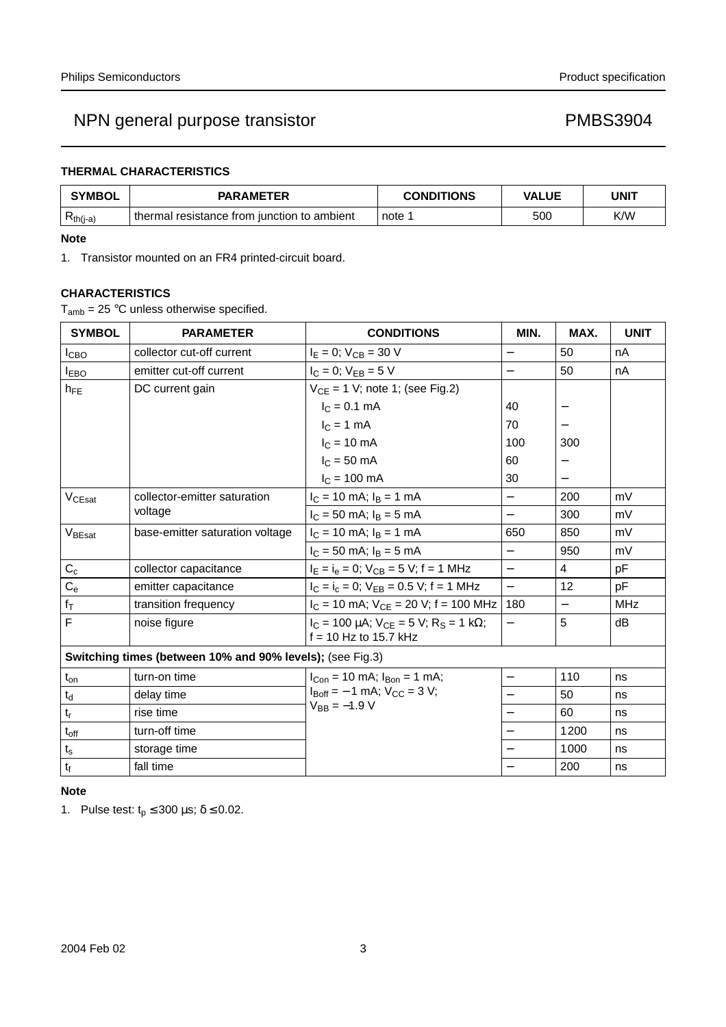### THERMAL CHARACTERISTICS

| SYMBOL | PARAMETER | CONDITIONS | VALUE | UNIT |
|---|---|---|---|---|
| $R_{th(j-a)}$ | thermal resistance from junction to ambient | note 1 | 500 | K/W |

**Note**

1. Transistor mounted on an FR4 printed-circuit board.

### CHARACTERISTICS

$T_{amb}$ = 25 °C unless otherwise specified.

| SYMBOL | PARAMETER | CONDITIONS | MIN. | MAX. | UNIT |
|---|---|---|---|---|---|
| $I_{CBO}$ | collector cut-off current | $I_E$ = 0; $V_{CB}$ = 30 V | − | 50 | nA |
| $I_{EBO}$ | emitter cut-off current | $I_C$ = 0; $V_{EB}$ = 5 V | − | 50 | nA |
| $h_{FE}$ | DC current gain | $V_{CE}$ = 1 V; note 1; (see Fig.2) | | | |
| | | $I_C$ = 0.1 mA | 40 | − | |
| | | $I_C$ = 1 mA | 70 | − | |
| | | $I_C$ = 10 mA | 100 | 300 | |
| | | $I_C$ = 50 mA | 60 | − | |
| | | $I_C$ = 100 mA | 30 | − | |
| $V_{CEsat}$ | collector-emitter saturation voltage | $I_C$ = 10 mA; $I_B$ = 1 mA | − | 200 | mV |
| | | $I_C$ = 50 mA; $I_B$ = 5 mA | − | 300 | mV |
| $V_{BEsat}$ | base-emitter saturation voltage | $I_C$ = 10 mA; $I_B$ = 1 mA | 650 | 850 | mV |
| | | $I_C$ = 50 mA; $I_B$ = 5 mA | − | 950 | mV |
| $C_c$ | collector capacitance | $I_E = i_e$ = 0; $V_{CB}$ = 5 V; f = 1 MHz | − | 4 | pF |
| $C_e$ | emitter capacitance | $I_C = i_c$ = 0; $V_{EB}$ = 0.5 V; f = 1 MHz | − | 12 | pF |
| $f_T$ | transition frequency | $I_C$ = 10 mA; $V_{CE}$ = 20 V; f = 100 MHz | 180 | − | MHz |
| F | noise figure | $I_C$ = 100 μA; $V_{CE}$ = 5 V; $R_S$ = 1 kΩ; f = 10 Hz to 15.7 kHz | − | 5 | dB |
| **Switching times (between 10% and 90% levels);** (see Fig.3) | | | | | |
| $t_{on}$ | turn-on time | $I_{Con}$ = 10 mA; $I_{Bon}$ = 1 mA; $I_{Boff}$ = −1 mA; $V_{CC}$ = 3 V; $V_{BB}$ = −1.9 V | − | 110 | ns |
| $t_d$ | delay time | | − | 50 | ns |
| $t_r$ | rise time | | − | 60 | ns |
| $t_{off}$ | turn-off time | | − | 1200 | ns |
| $t_s$ | storage time | | − | 1000 | ns |
| $t_f$ | fall time | | − | 200 | ns |

**Note**

1. Pulse test: $t_p \leq 300$ μs; $\delta \leq 0.02$.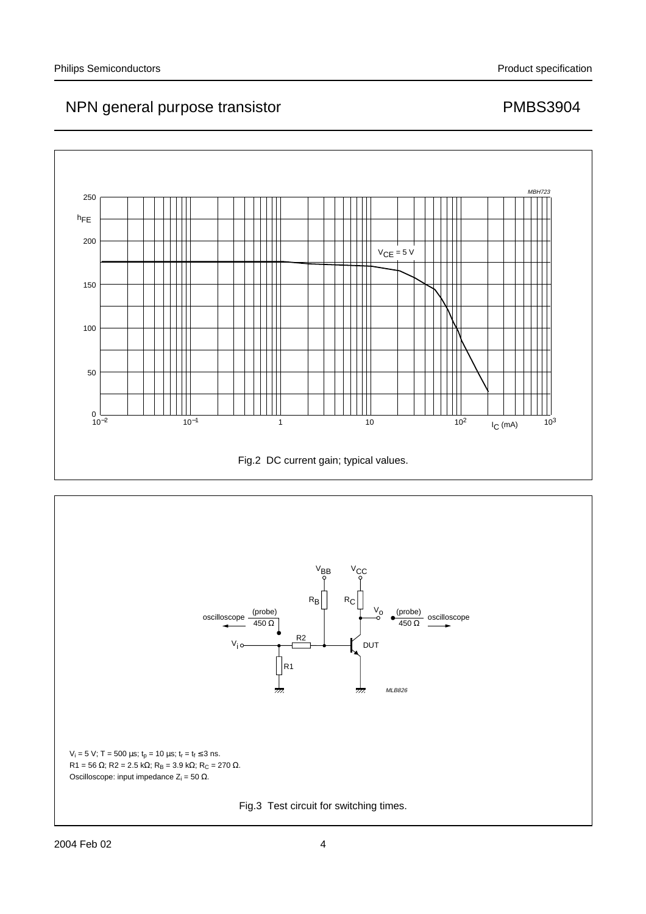Fig.2 DC current gain; typical values.

$V_i$ = 5 V; T = 500 µs; $t_p$ = 10 µs; $t_r$ = $t_f$ ≤ 3 ns.
R1 = 56 Ω; R2 = 2.5 kΩ; $R_B$ = 3.9 kΩ; $R_C$ = 270 Ω.
Oscilloscope: input impedance $Z_i$ = 50 Ω.

Fig.3 Test circuit for switching times.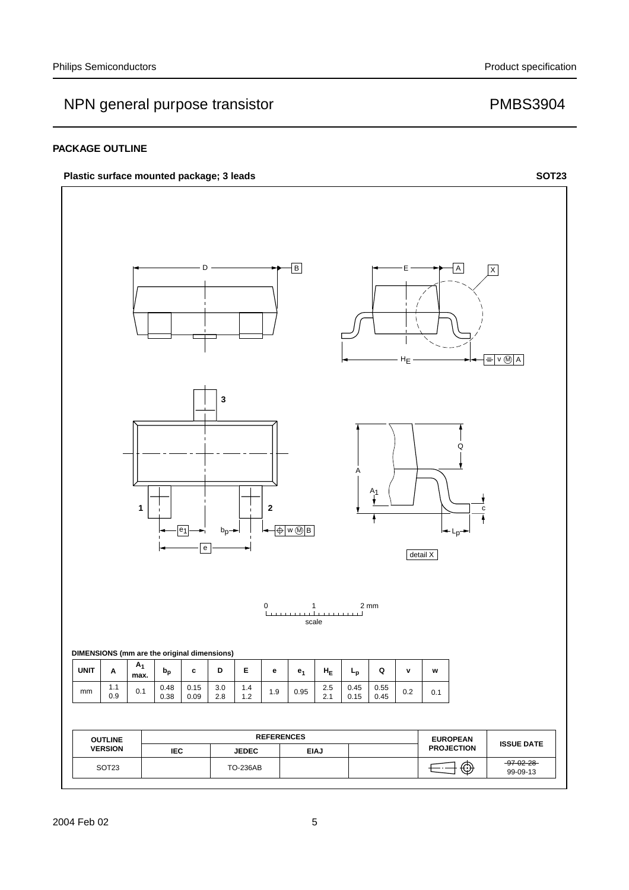## PACKAGE OUTLINE

**Plastic surface mounted package; 3 leads** **SOT23**

**DIMENSIONS (mm are the original dimensions)**

| UNIT | A | $A_1$ max. | $b_p$ | c | D | E | e | $e_1$ | $H_E$ | $L_p$ | Q | v | w |
|---|---|---|---|---|---|---|---|---|---|---|---|---|---|
| mm | 1.1<br>0.9 | 0.1 | 0.48<br>0.38 | 0.15<br>0.09 | 3.0<br>2.8 | 1.4<br>1.2 | 1.9 | 0.95 | 2.5<br>2.1 | 0.45<br>0.15 | 0.55<br>0.45 | 0.2 | 0.1 |

| OUTLINE VERSION | REFERENCES | | | | EUROPEAN PROJECTION | ISSUE DATE |
|---|---|---|---|---|---|---|
| | IEC | JEDEC | EIAJ | | | |
| SOT23 | | TO-236AB | | | | ~~97-02-28~~<br>99-09-13 |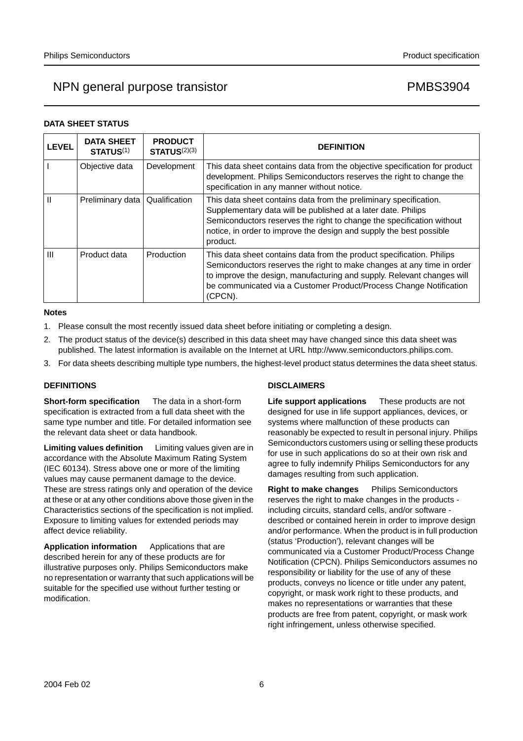## DATA SHEET STATUS

| LEVEL | DATA SHEET STATUS[1] | PRODUCT STATUS[2][3] | DEFINITION |
|---|---|---|---|
| I | Objective data | Development | This data sheet contains data from the objective specification for product development. Philips Semiconductors reserves the right to change the specification in any manner without notice. |
| II | Preliminary data | Qualification | This data sheet contains data from the preliminary specification. Supplementary data will be published at a later date. Philips Semiconductors reserves the right to change the specification without notice, in order to improve the design and supply the best possible product. |
| III | Product data | Production | This data sheet contains data from the product specification. Philips Semiconductors reserves the right to make changes at any time in order to improve the design, manufacturing and supply. Relevant changes will be communicated via a Customer Product/Process Change Notification (CPCN). |

**Notes**

1. Please consult the most recently issued data sheet before initiating or completing a design.
2. The product status of the device(s) described in this data sheet may have changed since this data sheet was published. The latest information is available on the Internet at URL http://www.semiconductors.philips.com.
3. For data sheets describing multiple type numbers, the highest-level product status determines the data sheet status.

## DEFINITIONS

**Short-form specification** — The data in a short-form specification is extracted from a full data sheet with the same type number and title. For detailed information see the relevant data sheet or data handbook.

**Limiting values definition** — Limiting values given are in accordance with the Absolute Maximum Rating System (IEC 60134). Stress above one or more of the limiting values may cause permanent damage to the device. These are stress ratings only and operation of the device at these or at any other conditions above those given in the Characteristics sections of the specification is not implied. Exposure to limiting values for extended periods may affect device reliability.

**Application information** — Applications that are described herein for any of these products are for illustrative purposes only. Philips Semiconductors make no representation or warranty that such applications will be suitable for the specified use without further testing or modification.

## DISCLAIMERS

**Life support applications** — These products are not designed for use in life support appliances, devices, or systems where malfunction of these products can reasonably be expected to result in personal injury. Philips Semiconductors customers using or selling these products for use in such applications do so at their own risk and agree to fully indemnify Philips Semiconductors for any damages resulting from such application.

**Right to make changes** — Philips Semiconductors reserves the right to make changes in the products - including circuits, standard cells, and/or software - described or contained herein in order to improve design and/or performance. When the product is in full production (status 'Production'), relevant changes will be communicated via a Customer Product/Process Change Notification (CPCN). Philips Semiconductors assumes no responsibility or liability for the use of any of these products, conveys no licence or title under any patent, copyright, or mask work right to these products, and makes no representations or warranties that these products are free from patent, copyright, or mask work right infringement, unless otherwise specified.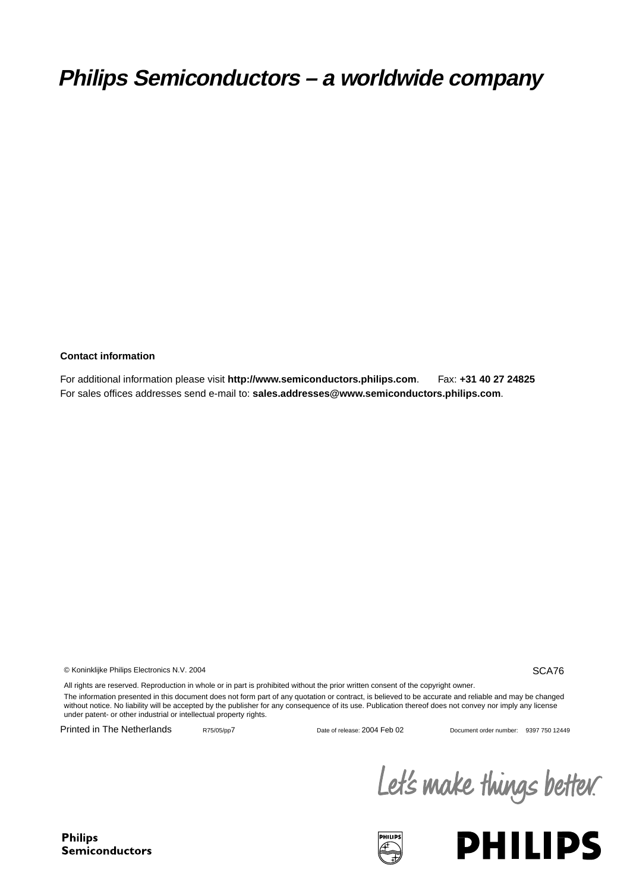# *Philips Semiconductors – a worldwide company*

**Contact information**

For additional information please visit **http://www.semiconductors.philips.com**. Fax: **+31 40 27 24825**
For sales offices addresses send e-mail to: **sales.addresses@www.semiconductors.philips.com**.

© Koninklijke Philips Electronics N.V. 2004 SCA76

All rights are reserved. Reproduction in whole or in part is prohibited without the prior written consent of the copyright owner.

The information presented in this document does not form part of any quotation or contract, is believed to be accurate and reliable and may be changed without notice. No liability will be accepted by the publisher for any consequence of its use. Publication thereof does not convey nor imply any license under patent- or other industrial or intellectual property rights.

Printed in The Netherlands R75/05/pp7 Date of release: 2004 Feb 02 Document order number: 9397 750 12449

Let's make things better.

Philips Semiconductors

PHILIPS